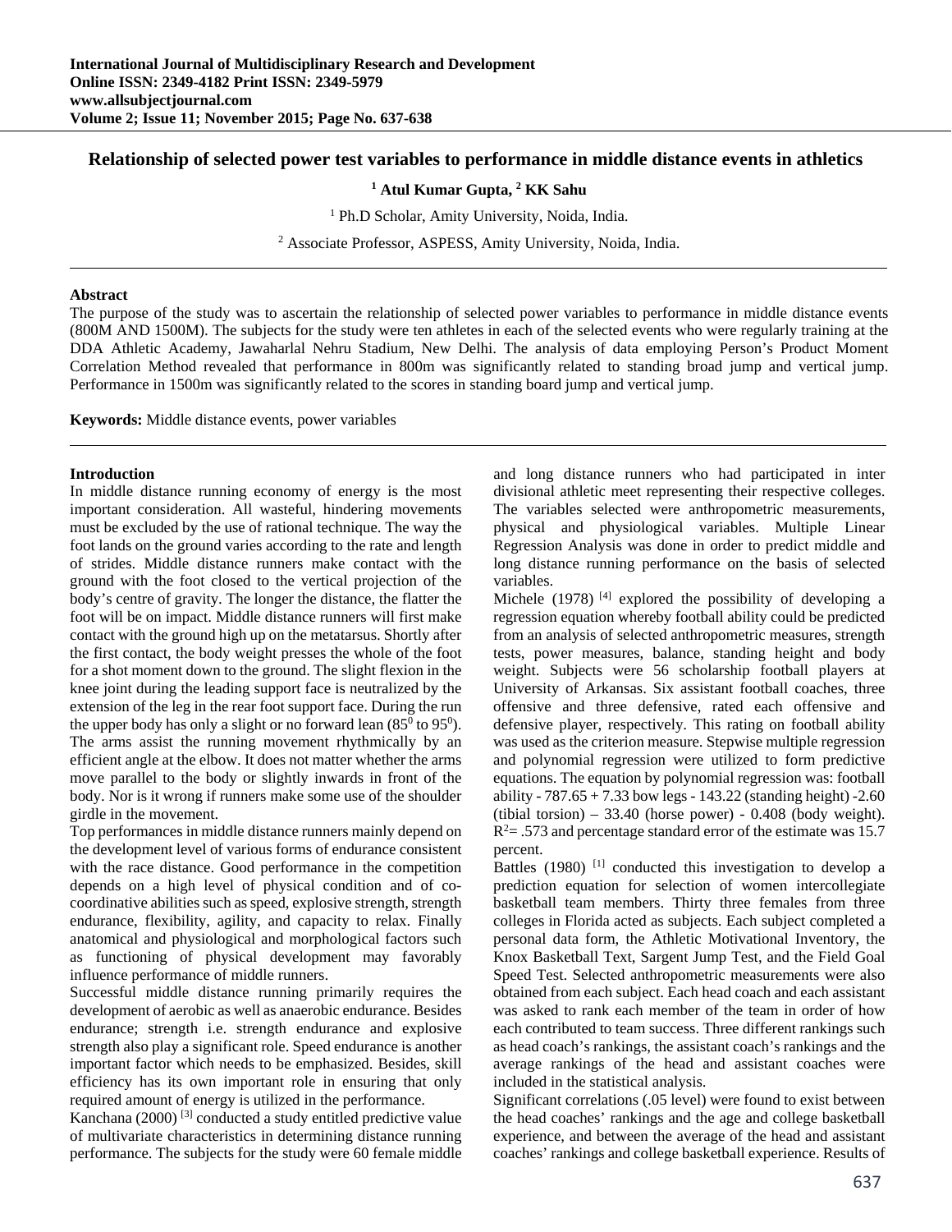# Relationship of selected power test variables to performance in middle distance events in athletics

**[1] Atul Kumar Gupta, [2] KK Sahu**

[1] Ph.D Scholar, Amity University, Noida, India.

[2] Associate Professor, ASPESS, Amity University, Noida, India.

---

## Abstract

The purpose of the study was to ascertain the relationship of selected power variables to performance in middle distance events (800M AND 1500M). The subjects for the study were ten athletes in each of the selected events who were regularly training at the DDA Athletic Academy, Jawaharlal Nehru Stadium, New Delhi. The analysis of data employing Person's Product Moment Correlation Method revealed that performance in 800m was significantly related to standing broad jump and vertical jump. Performance in 1500m was significantly related to the scores in standing board jump and vertical jump.

**Keywords:** Middle distance events, power variables

---

## Introduction

In middle distance running economy of energy is the most important consideration. All wasteful, hindering movements must be excluded by the use of rational technique. The way the foot lands on the ground varies according to the rate and length of strides. Middle distance runners make contact with the ground with the foot closed to the vertical projection of the body's centre of gravity. The longer the distance, the flatter the foot will be on impact. Middle distance runners will first make contact with the ground high up on the metatarsus. Shortly after the first contact, the body weight presses the whole of the foot for a shot moment down to the ground. The slight flexion in the knee joint during the leading support face is neutralized by the extension of the leg in the rear foot support face. During the run the upper body has only a slight or no forward lean ($85^0$ to $95^0$). The arms assist the running movement rhythmically by an efficient angle at the elbow. It does not matter whether the arms move parallel to the body or slightly inwards in front of the body. Nor is it wrong if runners make some use of the shoulder girdle in the movement.

Top performances in middle distance runners mainly depend on the development level of various forms of endurance consistent with the race distance. Good performance in the competition depends on a high level of physical condition and of co-coordinative abilities such as speed, explosive strength, strength endurance, flexibility, agility, and capacity to relax. Finally anatomical and physiological and morphological factors such as functioning of physical development may favorably influence performance of middle runners.

Successful middle distance running primarily requires the development of aerobic as well as anaerobic endurance. Besides endurance; strength i.e. strength endurance and explosive strength also play a significant role. Speed endurance is another important factor which needs to be emphasized. Besides, skill efficiency has its own important role in ensuring that only required amount of energy is utilized in the performance.

Kanchana (2000) [3] conducted a study entitled predictive value of multivariate characteristics in determining distance running performance. The subjects for the study were 60 female middle and long distance runners who had participated in inter divisional athletic meet representing their respective colleges. The variables selected were anthropometric measurements, physical and physiological variables. Multiple Linear Regression Analysis was done in order to predict middle and long distance running performance on the basis of selected variables.

Michele (1978) [4] explored the possibility of developing a regression equation whereby football ability could be predicted from an analysis of selected anthropometric measures, strength tests, power measures, balance, standing height and body weight. Subjects were 56 scholarship football players at University of Arkansas. Six assistant football coaches, three offensive and three defensive, rated each offensive and defensive player, respectively. This rating on football ability was used as the criterion measure. Stepwise multiple regression and polynomial regression were utilized to form predictive equations. The equation by polynomial regression was: football ability - 787.65 + 7.33 bow legs - 143.22 (standing height) -2.60 (tibial torsion) – 33.40 (horse power) - 0.408 (body weight). $R^2$= .573 and percentage standard error of the estimate was 15.7 percent.

Battles (1980) [1] conducted this investigation to develop a prediction equation for selection of women intercollegiate basketball team members. Thirty three females from three colleges in Florida acted as subjects. Each subject completed a personal data form, the Athletic Motivational Inventory, the Knox Basketball Text, Sargent Jump Test, and the Field Goal Speed Test. Selected anthropometric measurements were also obtained from each subject. Each head coach and each assistant was asked to rank each member of the team in order of how each contributed to team success. Three different rankings such as head coach's rankings, the assistant coach's rankings and the average rankings of the head and assistant coaches were included in the statistical analysis.

Significant correlations (.05 level) were found to exist between the head coaches' rankings and the age and college basketball experience, and between the average of the head and assistant coaches' rankings and college basketball experience. Results of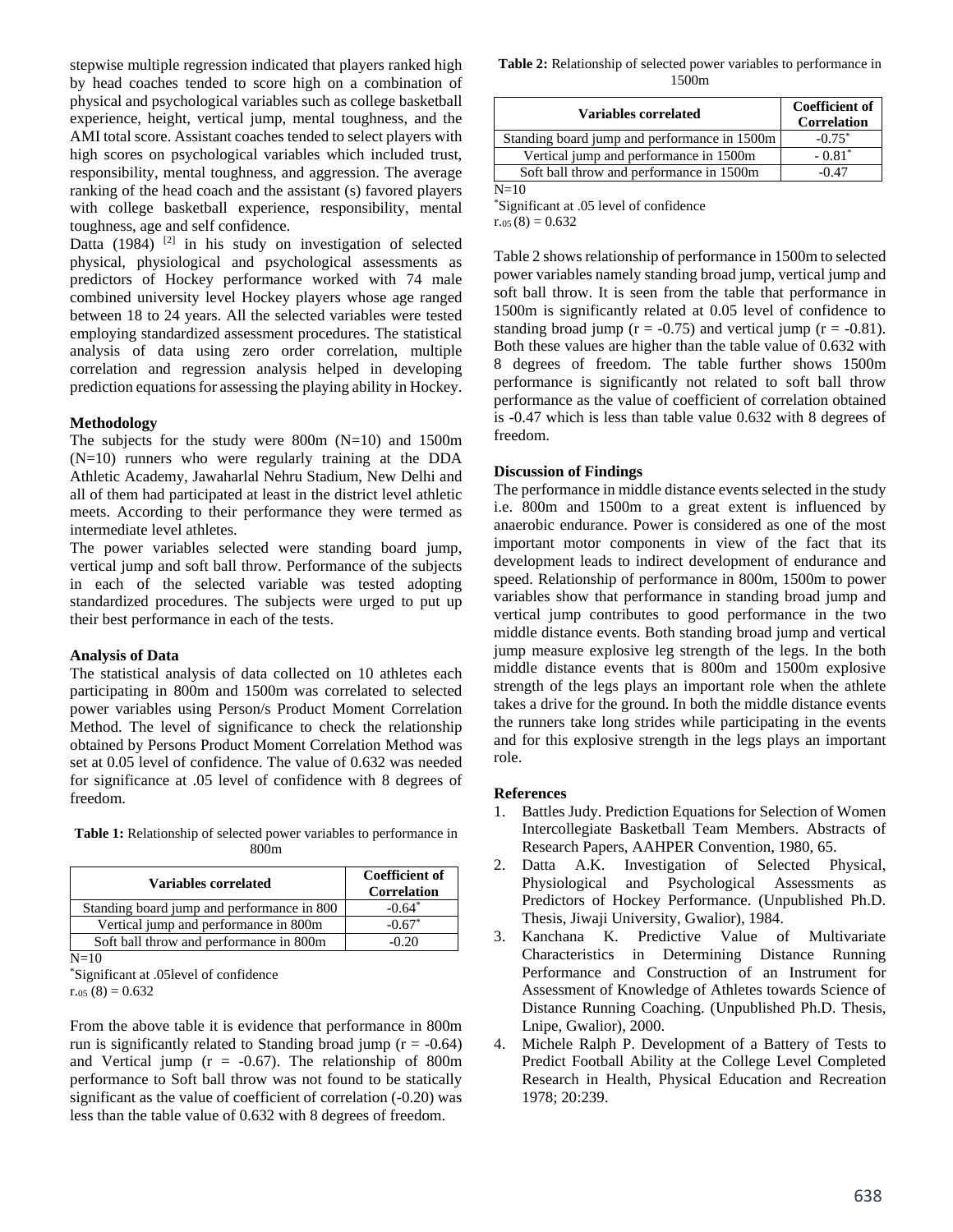stepwise multiple regression indicated that players ranked high by head coaches tended to score high on a combination of physical and psychological variables such as college basketball experience, height, vertical jump, mental toughness, and the AMI total score. Assistant coaches tended to select players with high scores on psychological variables which included trust, responsibility, mental toughness, and aggression. The average ranking of the head coach and the assistant (s) favored players with college basketball experience, responsibility, mental toughness, age and self confidence.

Datta (1984) [2] in his study on investigation of selected physical, physiological and psychological assessments as predictors of Hockey performance worked with 74 male combined university level Hockey players whose age ranged between 18 to 24 years. All the selected variables were tested employing standardized assessment procedures. The statistical analysis of data using zero order correlation, multiple correlation and regression analysis helped in developing prediction equations for assessing the playing ability in Hockey.

**Methodology**

The subjects for the study were 800m (N=10) and 1500m (N=10) runners who were regularly training at the DDA Athletic Academy, Jawaharlal Nehru Stadium, New Delhi and all of them had participated at least in the district level athletic meets. According to their performance they were termed as intermediate level athletes.

The power variables selected were standing board jump, vertical jump and soft ball throw. Performance of the subjects in each of the selected variable was tested adopting standardized procedures. The subjects were urged to put up their best performance in each of the tests.

**Analysis of Data**

The statistical analysis of data collected on 10 athletes each participating in 800m and 1500m was correlated to selected power variables using Person/s Product Moment Correlation Method. The level of significance to check the relationship obtained by Persons Product Moment Correlation Method was set at 0.05 level of confidence. The value of 0.632 was needed for significance at .05 level of confidence with 8 degrees of freedom.

**Table 1:** Relationship of selected power variables to performance in 800m

| Variables correlated | Coefficient of Correlation |
|---|---|
| Standing board jump and performance in 800 | -0.64* |
| Vertical jump and performance in 800m | -0.67* |
| Soft ball throw and performance in 800m | -0.20 |

N=10

*Significant at .05level of confidence

$r_{.05}$ (8) = 0.632

From the above table it is evidence that performance in 800m run is significantly related to Standing broad jump (r = -0.64) and Vertical jump (r = -0.67). The relationship of 800m performance to Soft ball throw was not found to be statically significant as the value of coefficient of correlation (-0.20) was less than the table value of 0.632 with 8 degrees of freedom.

**Table 2:** Relationship of selected power variables to performance in 1500m

| Variables correlated | Coefficient of Correlation |
|---|---|
| Standing board jump and performance in 1500m | -0.75* |
| Vertical jump and performance in 1500m | - 0.81* |
| Soft ball throw and performance in 1500m | -0.47 |

N=10

*Significant at .05 level of confidence

$r_{.05}$ (8) = 0.632

Table 2 shows relationship of performance in 1500m to selected power variables namely standing broad jump, vertical jump and soft ball throw. It is seen from the table that performance in 1500m is significantly related at 0.05 level of confidence to standing broad jump (r = -0.75) and vertical jump (r = -0.81). Both these values are higher than the table value of 0.632 with 8 degrees of freedom. The table further shows 1500m performance is significantly not related to soft ball throw performance as the value of coefficient of correlation obtained is -0.47 which is less than table value 0.632 with 8 degrees of freedom.

**Discussion of Findings**

The performance in middle distance events selected in the study i.e. 800m and 1500m to a great extent is influenced by anaerobic endurance. Power is considered as one of the most important motor components in view of the fact that its development leads to indirect development of endurance and speed. Relationship of performance in 800m, 1500m to power variables show that performance in standing broad jump and vertical jump contributes to good performance in the two middle distance events. Both standing broad jump and vertical jump measure explosive leg strength of the legs. In the both middle distance events that is 800m and 1500m explosive strength of the legs plays an important role when the athlete takes a drive for the ground. In both the middle distance events the runners take long strides while participating in the events and for this explosive strength in the legs plays an important role.

**References**

1. Battles Judy. Prediction Equations for Selection of Women Intercollegiate Basketball Team Members. Abstracts of Research Papers, AAHPER Convention, 1980, 65.
2. Datta A.K. Investigation of Selected Physical, Physiological and Psychological Assessments as Predictors of Hockey Performance. (Unpublished Ph.D. Thesis, Jiwaji University, Gwalior), 1984.
3. Kanchana K. Predictive Value of Multivariate Characteristics in Determining Distance Running Performance and Construction of an Instrument for Assessment of Knowledge of Athletes towards Science of Distance Running Coaching. (Unpublished Ph.D. Thesis, Lnipe, Gwalior), 2000.
4. Michele Ralph P. Development of a Battery of Tests to Predict Football Ability at the College Level Completed Research in Health, Physical Education and Recreation 1978; 20:239.